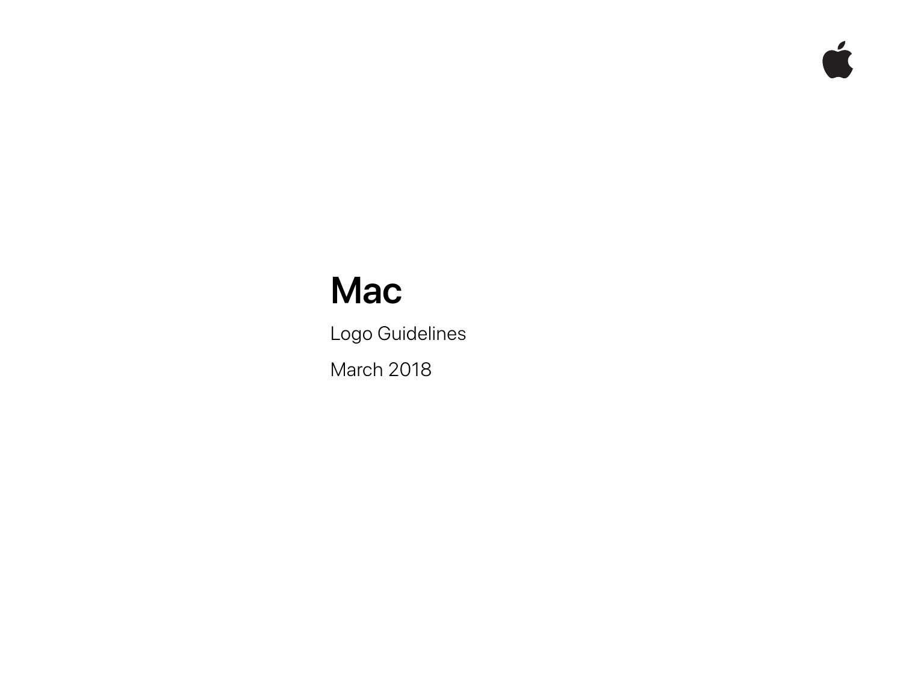# Mac

Logo Guidelines

March 2018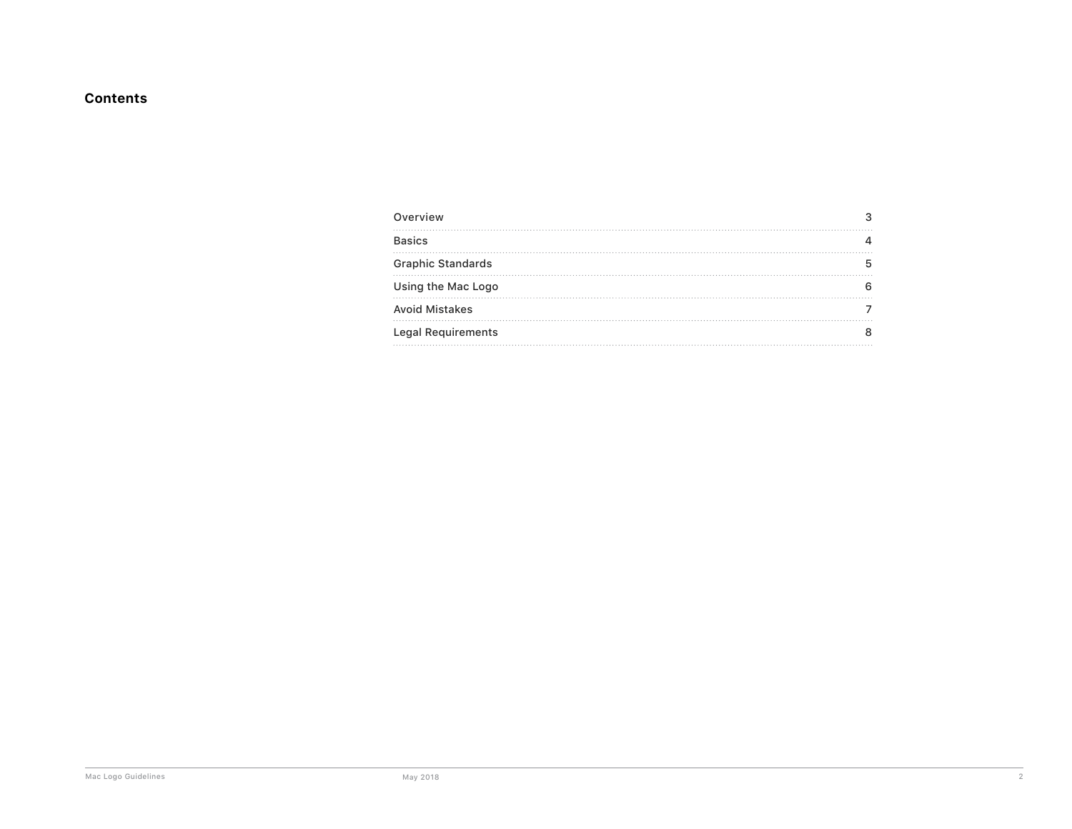# Contents

| | |
|---|---|
| Overview | 3 |
| Basics | 4 |
| Graphic Standards | 5 |
| Using the Mac Logo | 6 |
| Avoid Mistakes | 7 |
| Legal Requirements | 8 |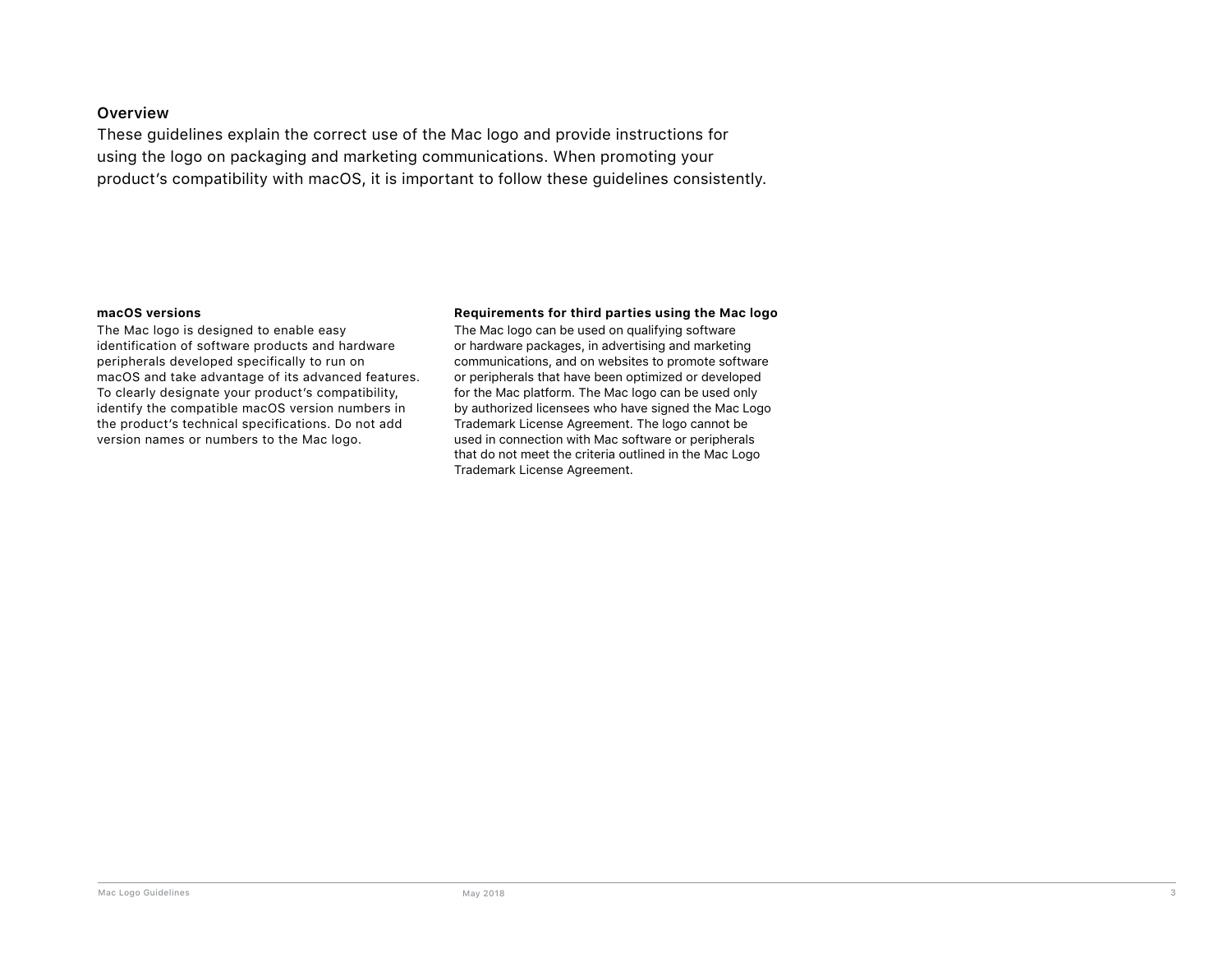## Overview

These guidelines explain the correct use of the Mac logo and provide instructions for using the logo on packaging and marketing communications. When promoting your product's compatibility with macOS, it is important to follow these guidelines consistently.

### macOS versions

The Mac logo is designed to enable easy identification of software products and hardware peripherals developed specifically to run on macOS and take advantage of its advanced features. To clearly designate your product's compatibility, identify the compatible macOS version numbers in the product's technical specifications. Do not add version names or numbers to the Mac logo.

### Requirements for third parties using the Mac logo

The Mac logo can be used on qualifying software or hardware packages, in advertising and marketing communications, and on websites to promote software or peripherals that have been optimized or developed for the Mac platform. The Mac logo can be used only by authorized licensees who have signed the Mac Logo Trademark License Agreement. The logo cannot be used in connection with Mac software or peripherals that do not meet the criteria outlined in the Mac Logo Trademark License Agreement.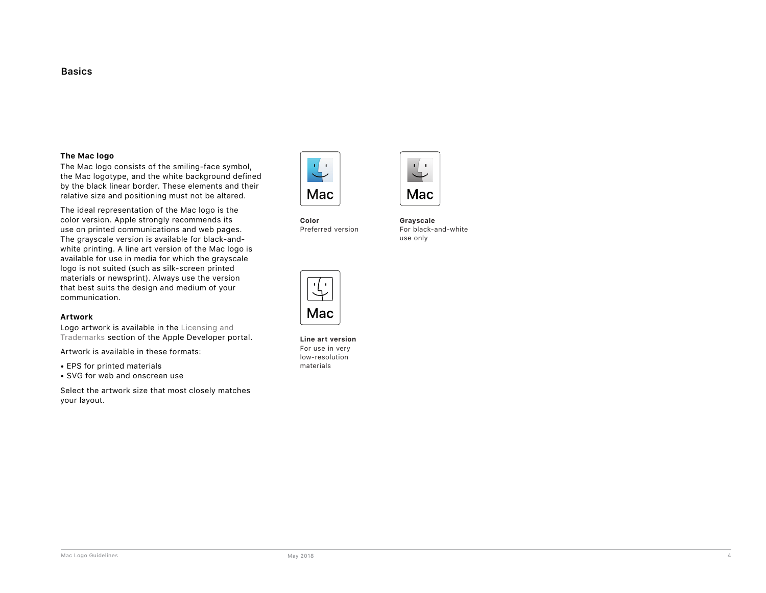# Basics

**The Mac logo**

The Mac logo consists of the smiling-face symbol, the Mac logotype, and the white background defined by the black linear border. These elements and their relative size and positioning must not be altered.

The ideal representation of the Mac logo is the color version. Apple strongly recommends its use on printed communications and web pages. The grayscale version is available for black-and-white printing. A line art version of the Mac logo is available for use in media for which the grayscale logo is not suited (such as silk-screen printed materials or newsprint). Always use the version that best suits the design and medium of your communication.

**Artwork**

Logo artwork is available in the Licensing and Trademarks section of the Apple Developer portal.

Artwork is available in these formats:

- EPS for printed materials
- SVG for web and onscreen use

Select the artwork size that most closely matches your layout.

Mac

**Color**
Preferred version

Mac

**Grayscale**
For black-and-white use only

Mac

**Line art version**
For use in very low-resolution materials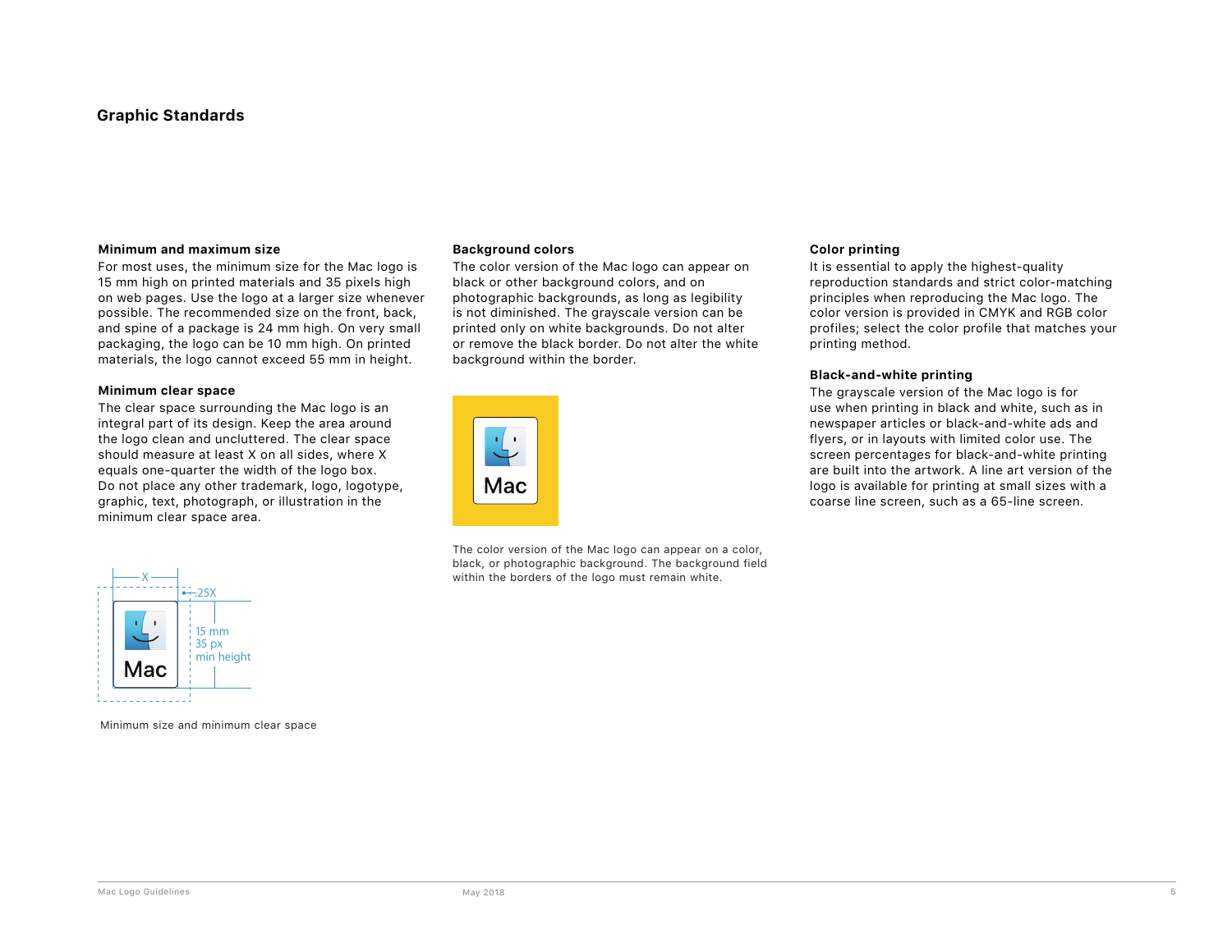## Graphic Standards

### Minimum and maximum size

For most uses, the minimum size for the Mac logo is 15 mm high on printed materials and 35 pixels high on web pages. Use the logo at a larger size whenever possible. The recommended size on the front, back, and spine of a package is 24 mm high. On very small packaging, the logo can be 10 mm high. On printed materials, the logo cannot exceed 55 mm in height.

### Minimum clear space

The clear space surrounding the Mac logo is an integral part of its design. Keep the area around the logo clean and uncluttered. The clear space should measure at least X on all sides, where X equals one-quarter the width of the logo box. Do not place any other trademark, logo, logotype, graphic, text, photograph, or illustration in the minimum clear space area.

X

.25X

15 mm
35 px
min height

Mac

Minimum size and minimum clear space

### Background colors

The color version of the Mac logo can appear on black or other background colors, and on photographic backgrounds, as long as legibility is not diminished. The grayscale version can be printed only on white backgrounds. Do not alter or remove the black border. Do not alter the white background within the border.

Mac

The color version of the Mac logo can appear on a color, black, or photographic background. The background field within the borders of the logo must remain white.

### Color printing

It is essential to apply the highest-quality reproduction standards and strict color-matching principles when reproducing the Mac logo. The color version is provided in CMYK and RGB color profiles; select the color profile that matches your printing method.

### Black-and-white printing

The grayscale version of the Mac logo is for use when printing in black and white, such as in newspaper articles or black-and-white ads and flyers, or in layouts with limited color use. The screen percentages for black-and-white printing are built into the artwork. A line art version of the logo is available for printing at small sizes with a coarse line screen, such as a 65-line screen.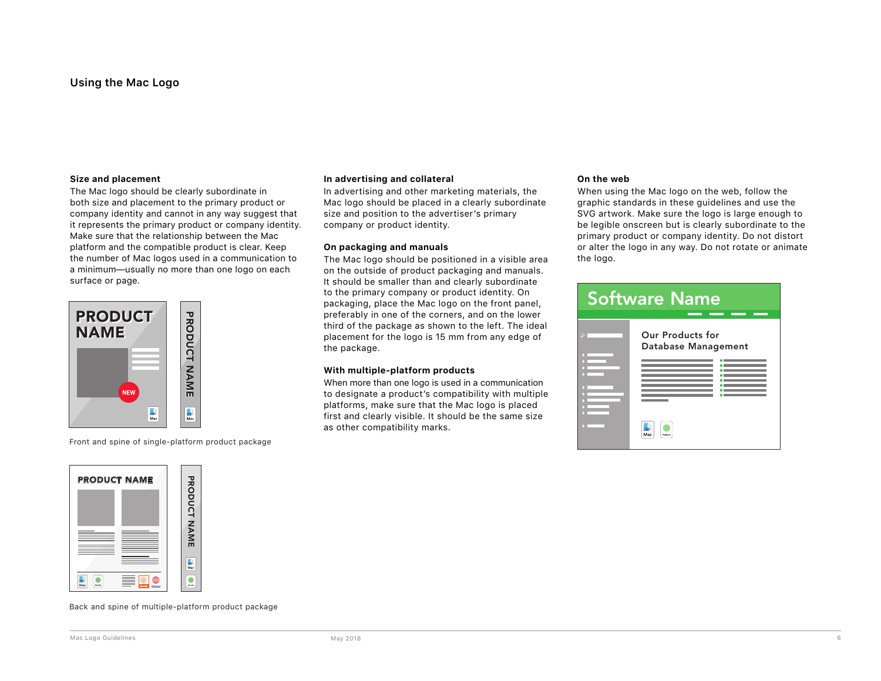# Using the Mac Logo

### Size and placement

The Mac logo should be clearly subordinate in both size and placement to the primary product or company identity and cannot in any way suggest that it represents the primary product or company identity. Make sure that the relationship between the Mac platform and the compatible product is clear. Keep the number of Mac logos used in a communication to a minimum—usually no more than one logo on each surface or page.

Front and spine of single-platform product package

Back and spine of multiple-platform product package

### In advertising and collateral

In advertising and other marketing materials, the Mac logo should be placed in a clearly subordinate size and position to the advertiser's primary company or product identity.

### On packaging and manuals

The Mac logo should be positioned in a visible area on the outside of product packaging and manuals. It should be smaller than and clearly subordinate to the primary company or product identity. On packaging, place the Mac logo on the front panel, preferably in one of the corners, and on the lower third of the package as shown to the left. The ideal placement for the logo is 15 mm from any edge of the package.

### With multiple-platform products

When more than one logo is used in a communication to designate a product's compatibility with multiple platforms, make sure that the Mac logo is placed first and clearly visible. It should be the same size as other compatibility marks.

### On the web

When using the Mac logo on the web, follow the graphic standards in these guidelines and use the SVG artwork. Make sure the logo is large enough to be legible onscreen but is clearly subordinate to the primary product or company identity. Do not distort or alter the logo in any way. Do not rotate or animate the logo.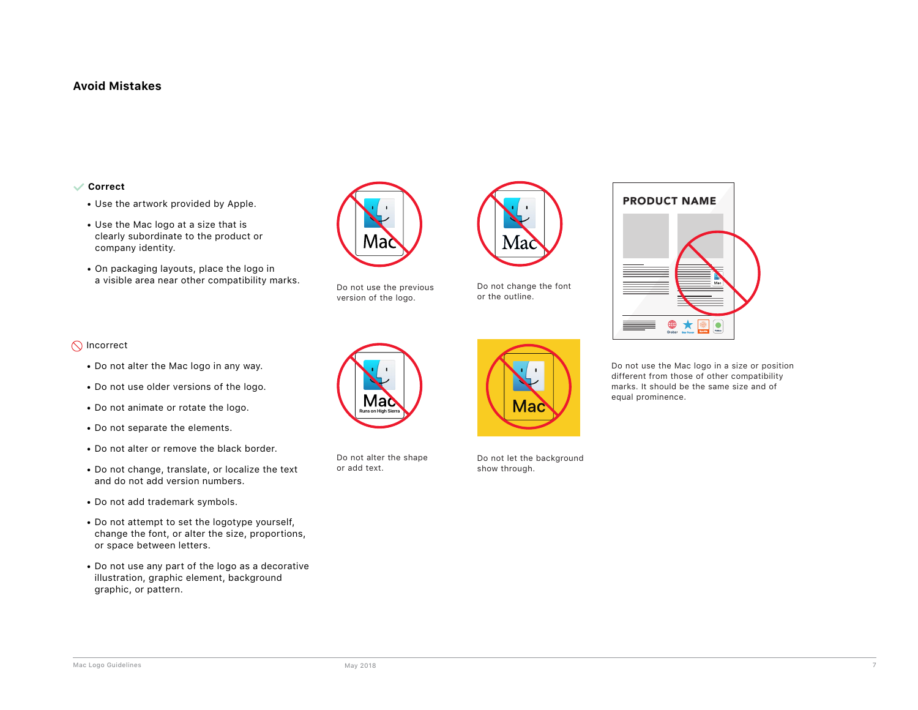## Avoid Mistakes

### ✓ Correct

- Use the artwork provided by Apple.
- Use the Mac logo at a size that is clearly subordinate to the product or company identity.
- On packaging layouts, place the logo in a visible area near other compatibility marks.

### Incorrect

- Do not alter the Mac logo in any way.
- Do not use older versions of the logo.
- Do not animate or rotate the logo.
- Do not separate the elements.
- Do not alter or remove the black border.
- Do not change, translate, or localize the text and do not add version numbers.
- Do not add trademark symbols.
- Do not attempt to set the logotype yourself, change the font, or alter the size, proportions, or space between letters.
- Do not use any part of the logo as a decorative illustration, graphic element, background graphic, or pattern.

Mac

Do not use the previous version of the logo.

Mac

Do not change the font or the outline.

PRODUCT NAME

Mac

Global

Do not use the Mac logo in a size or position different from those of other compatibility marks. It should be the same size and of equal prominence.

Mac

Runs on High Sierra

Do not alter the shape or add text.

Mac

Do not let the background show through.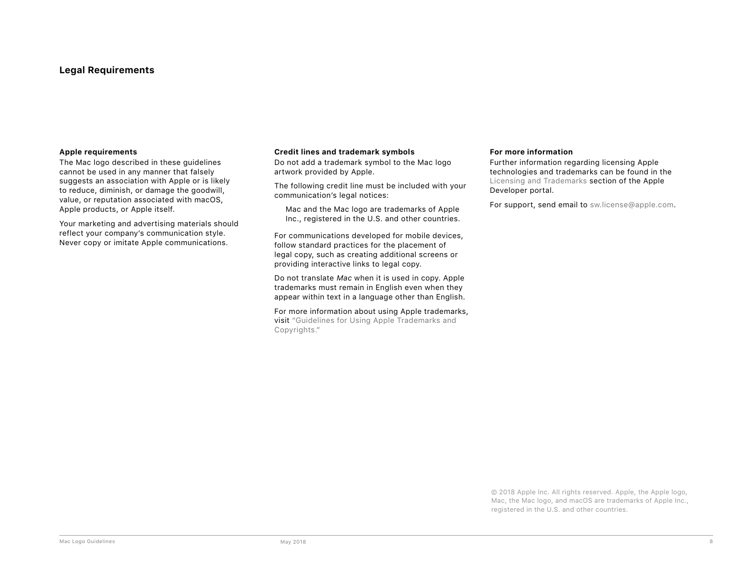## Legal Requirements

**Apple requirements**

The Mac logo described in these guidelines cannot be used in any manner that falsely suggests an association with Apple or is likely to reduce, diminish, or damage the goodwill, value, or reputation associated with macOS, Apple products, or Apple itself.

Your marketing and advertising materials should reflect your company's communication style. Never copy or imitate Apple communications.

**Credit lines and trademark symbols**

Do not add a trademark symbol to the Mac logo artwork provided by Apple.

The following credit line must be included with your communication's legal notices:

> Mac and the Mac logo are trademarks of Apple Inc., registered in the U.S. and other countries.

For communications developed for mobile devices, follow standard practices for the placement of legal copy, such as creating additional screens or providing interactive links to legal copy.

Do not translate *Mac* when it is used in copy. Apple trademarks must remain in English even when they appear within text in a language other than English.

For more information about using Apple trademarks, visit "Guidelines for Using Apple Trademarks and Copyrights."

**For more information**

Further information regarding licensing Apple technologies and trademarks can be found in the Licensing and Trademarks section of the Apple Developer portal.

For support, send email to sw.license@apple.com.

© 2018 Apple Inc. All rights reserved. Apple, the Apple logo, Mac, the Mac logo, and macOS are trademarks of Apple Inc., registered in the U.S. and other countries.